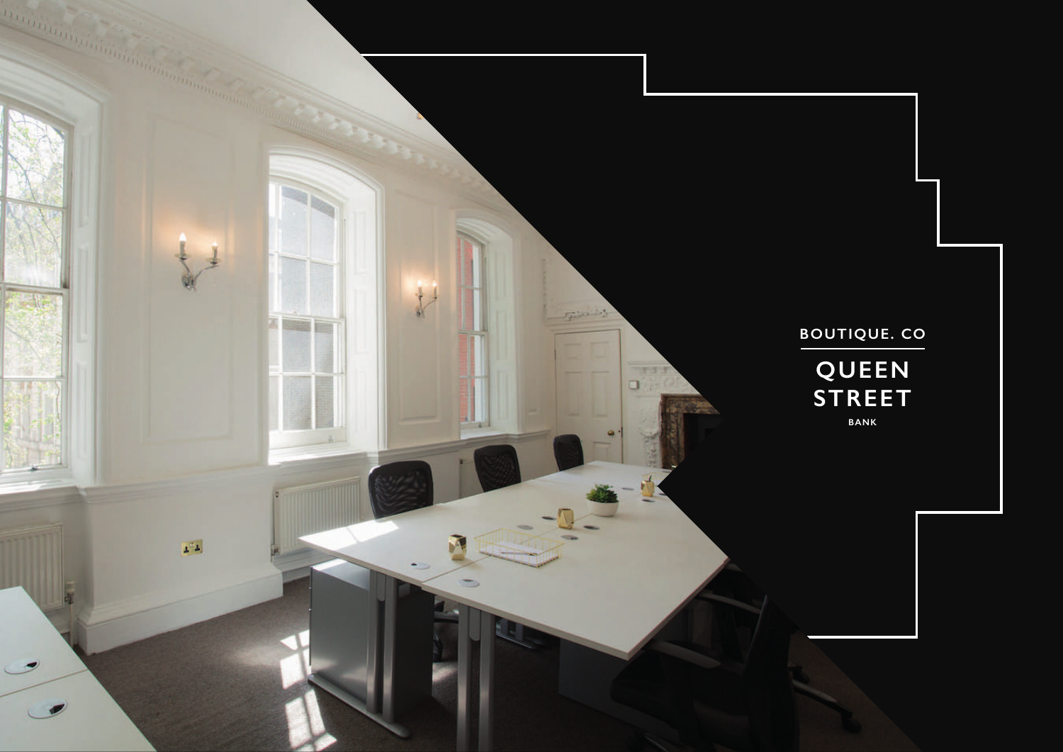BOUTIQUE. CO

# QUEEN STREET

BANK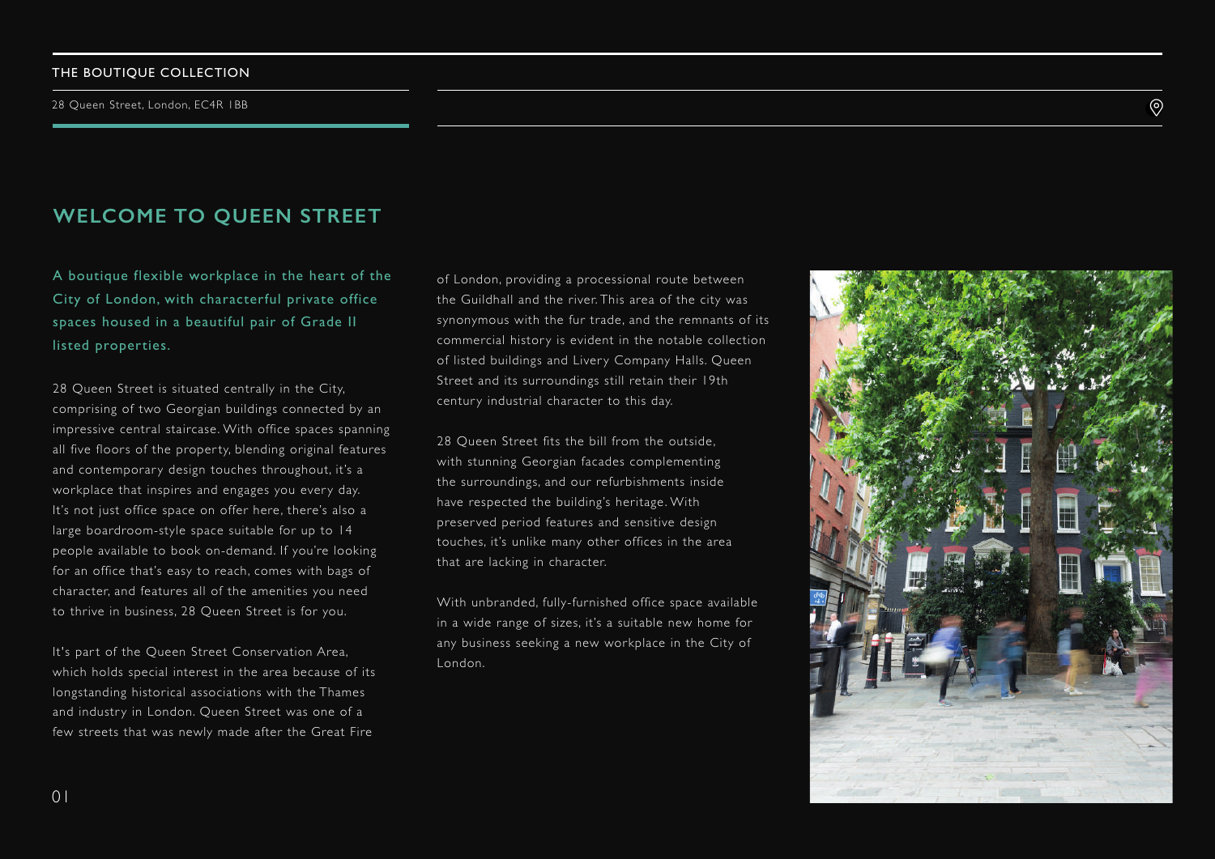THE BOUTIQUE COLLECTION

28 Queen Street, London, EC4R 1BB

## WELCOME TO QUEEN STREET

A boutique flexible workplace in the heart of the City of London, with characterful private office spaces housed in a beautiful pair of Grade II listed properties.

28 Queen Street is situated centrally in the City, comprising of two Georgian buildings connected by an impressive central staircase. With office spaces spanning all five floors of the property, blending original features and contemporary design touches throughout, it's a workplace that inspires and engages you every day. It's not just office space on offer here, there's also a large boardroom-style space suitable for up to 14 people available to book on-demand. If you're looking for an office that's easy to reach, comes with bags of character, and features all of the amenities you need to thrive in business, 28 Queen Street is for you.

It's part of the Queen Street Conservation Area, which holds special interest in the area because of its longstanding historical associations with the Thames and industry in London. Queen Street was one of a few streets that was newly made after the Great Fire of London, providing a processional route between the Guildhall and the river. This area of the city was synonymous with the fur trade, and the remnants of its commercial history is evident in the notable collection of listed buildings and Livery Company Halls. Queen Street and its surroundings still retain their 19th century industrial character to this day.

28 Queen Street fits the bill from the outside, with stunning Georgian facades complementing the surroundings, and our refurbishments inside have respected the building's heritage. With preserved period features and sensitive design touches, it's unlike many other offices in the area that are lacking in character.

With unbranded, fully-furnished office space available in a wide range of sizes, it's a suitable new home for any business seeking a new workplace in the City of London.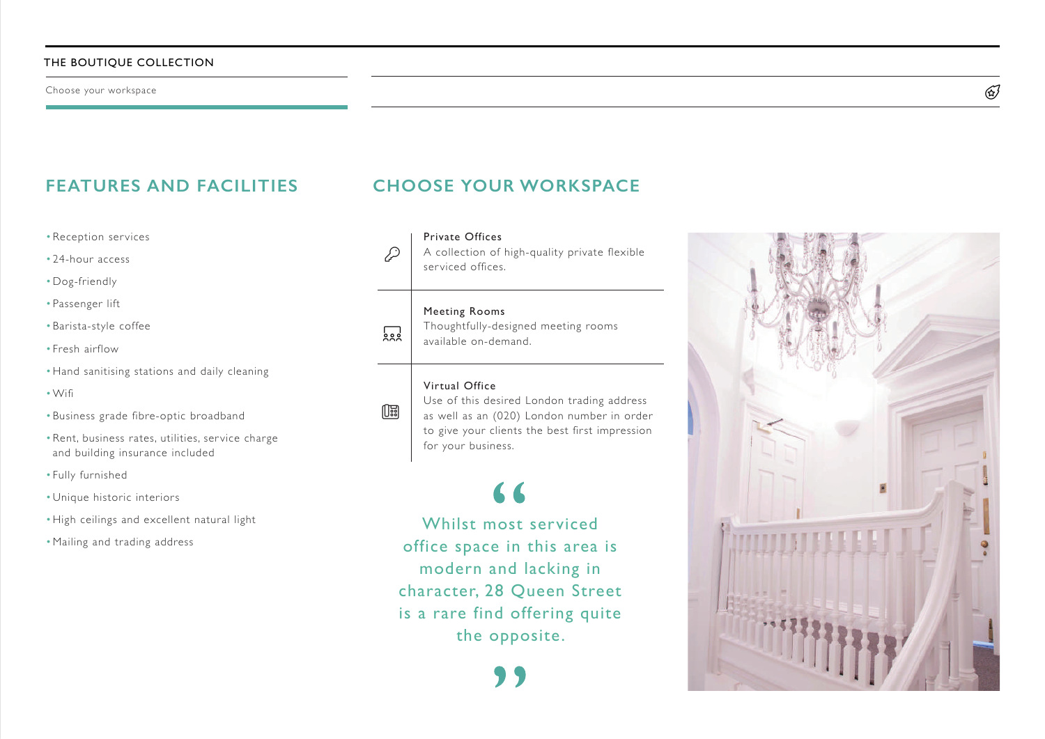## FEATURES AND FACILITIES

- Reception services
- 24-hour access
- Dog-friendly
- Passenger lift
- Barista-style coffee
- Fresh airflow
- Hand sanitising stations and daily cleaning
- Wifi
- Business grade fibre-optic broadband
- Rent, business rates, utilities, service charge and building insurance included
- Fully furnished
- Unique historic interiors
- High ceilings and excellent natural light
- Mailing and trading address

## CHOOSE YOUR WORKSPACE

**Private Offices**
A collection of high-quality private flexible serviced offices.

**Meeting Rooms**
Thoughtfully-designed meeting rooms available on-demand.

**Virtual Office**
Use of this desired London trading address as well as an (020) London number in order to give your clients the best first impression for your business.

> "Whilst most serviced office space in this area is modern and lacking in character, 28 Queen Street is a rare find offering quite the opposite."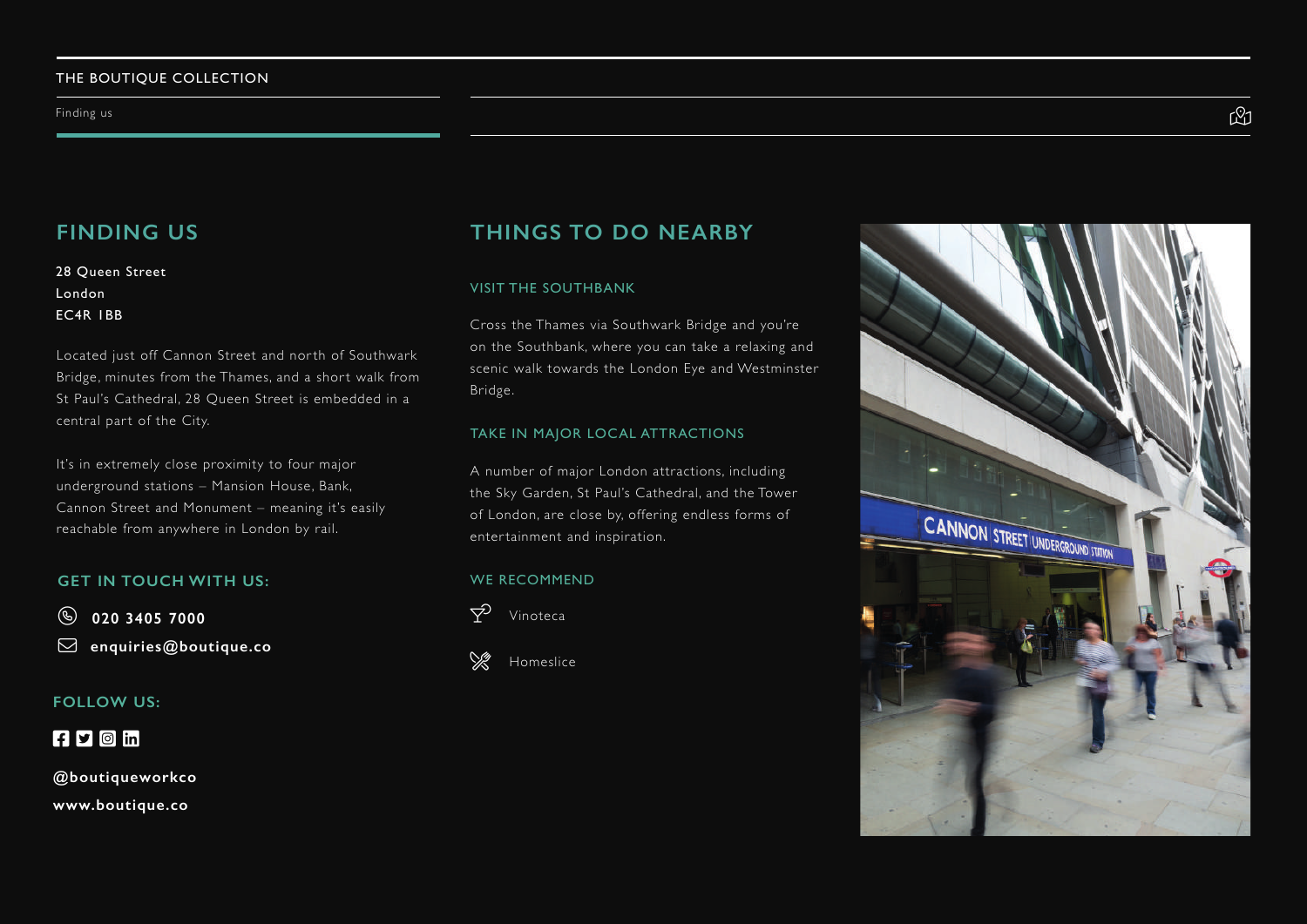## FINDING US

28 Queen Street
London
EC4R 1BB

Located just off Cannon Street and north of Southwark Bridge, minutes from the Thames, and a short walk from St Paul's Cathedral, 28 Queen Street is embedded in a central part of the City.

It's in extremely close proximity to four major underground stations – Mansion House, Bank, Cannon Street and Monument – meaning it's easily reachable from anywhere in London by rail.

### GET IN TOUCH WITH US:

**020 3405 7000**

**enquiries@boutique.co**

### FOLLOW US:

**@boutiqueworkco**

**www.boutique.co**

## THINGS TO DO NEARBY

### VISIT THE SOUTHBANK

Cross the Thames via Southwark Bridge and you're on the Southbank, where you can take a relaxing and scenic walk towards the London Eye and Westminster Bridge.

### TAKE IN MAJOR LOCAL ATTRACTIONS

A number of major London attractions, including the Sky Garden, St Paul's Cathedral, and the Tower of London, are close by, offering endless forms of entertainment and inspiration.

### WE RECOMMEND

- Vinoteca
- Homeslice